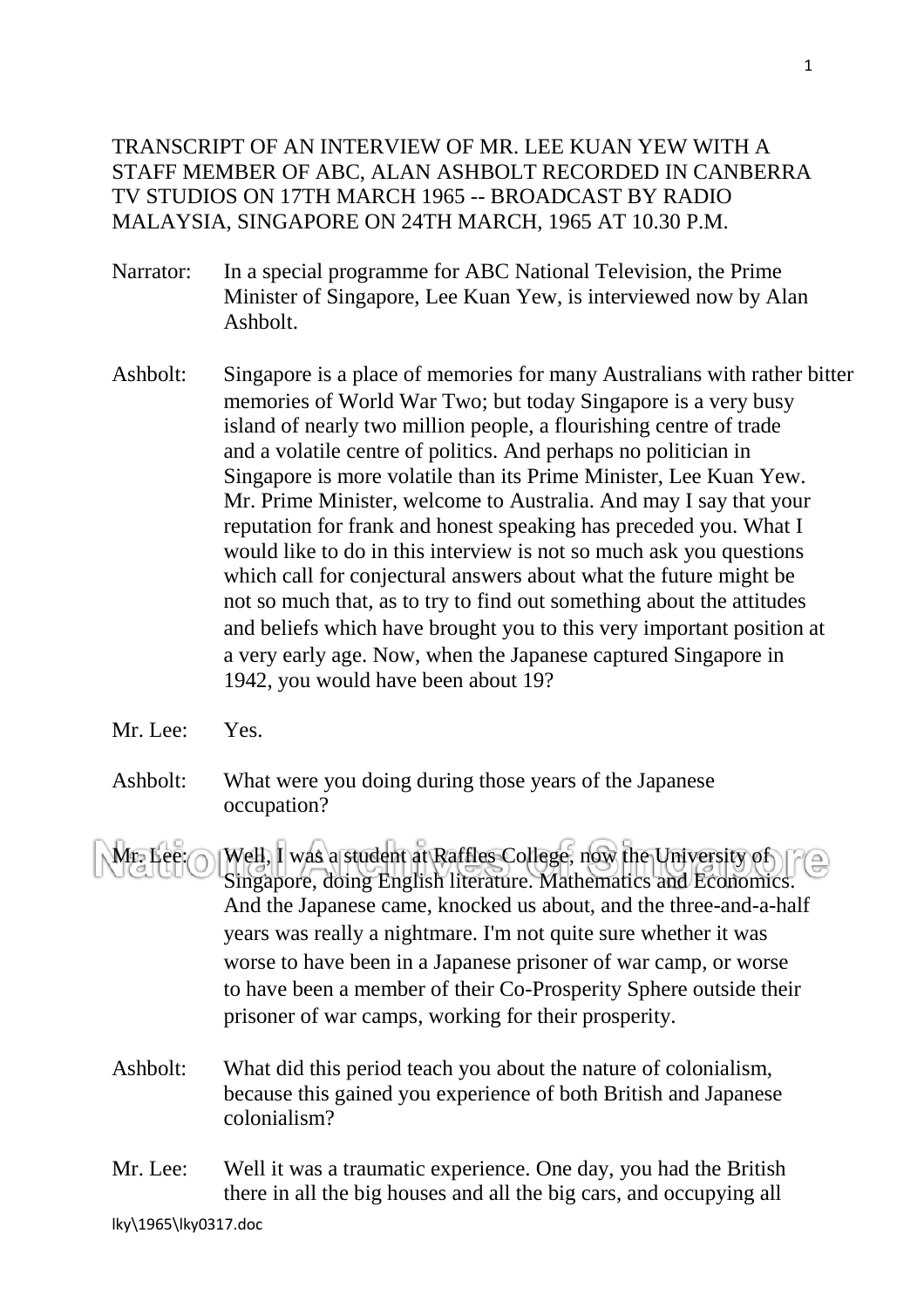TRANSCRIPT OF AN INTERVIEW OF MR. LEE KUAN YEW WITH A STAFF MEMBER OF ABC, ALAN ASHBOLT RECORDED IN CANBERRA TV STUDIOS ON 17TH MARCH 1965 -- BROADCAST BY RADIO MALAYSIA, SINGAPORE ON 24TH MARCH, 1965 AT 10.30 P.M.

Narrator: In a special programme for ABC National Television, the Prime Minister of Singapore, Lee Kuan Yew, is interviewed now by Alan Ashbolt.

Ashbolt: Singapore is a place of memories for many Australians with rather bitter memories of World War Two; but today Singapore is a very busy island of nearly two million people, a flourishing centre of trade and a volatile centre of politics. And perhaps no politician in Singapore is more volatile than its Prime Minister, Lee Kuan Yew. Mr. Prime Minister, welcome to Australia. And may I say that your reputation for frank and honest speaking has preceded you. What I would like to do in this interview is not so much ask you questions which call for conjectural answers about what the future might be not so much that, as to try to find out something about the attitudes and beliefs which have brought you to this very important position at a very early age. Now, when the Japanese captured Singapore in 1942, you would have been about 19?

Mr. Lee: Yes.

Ashbolt: What were you doing during those years of the Japanese occupation?

Mr. Lee: Well, I was a student at Raffles College, now the University of Singapore, doing English literature. Mathematics and Economics. And the Japanese came, knocked us about, and the three-and-a-half years was really a nightmare. I'm not quite sure whether it was worse to have been in a Japanese prisoner of war camp, or worse to have been a member of their Co-Prosperity Sphere outside their prisoner of war camps, working for their prosperity.

Ashbolt: What did this period teach you about the nature of colonialism, because this gained you experience of both British and Japanese colonialism?

Mr. Lee: Well it was a traumatic experience. One day, you had the British there in all the big houses and all the big cars, and occupying all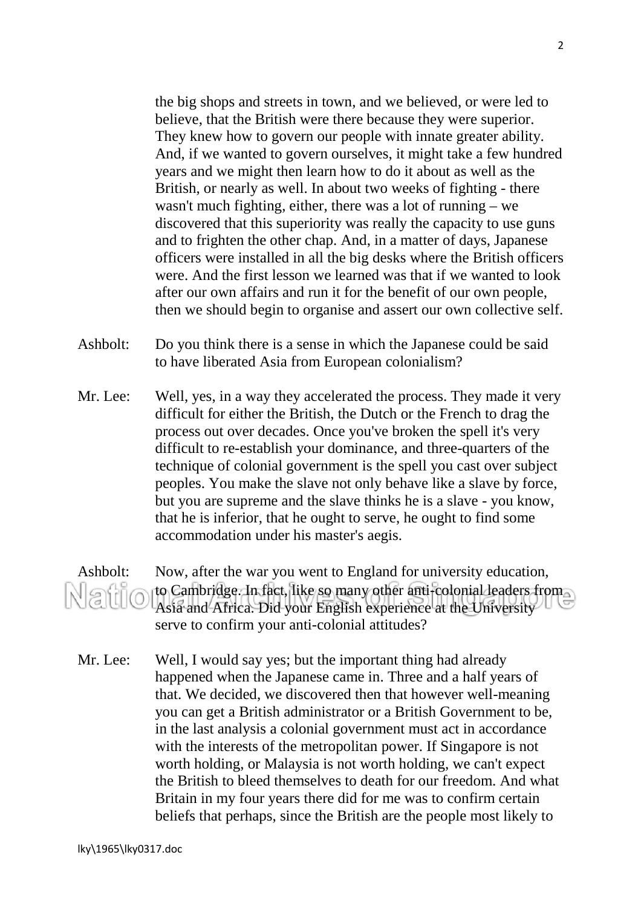the big shops and streets in town, and we believed, or were led to believe, that the British were there because they were superior. They knew how to govern our people with innate greater ability. And, if we wanted to govern ourselves, it might take a few hundred years and we might then learn how to do it about as well as the British, or nearly as well. In about two weeks of fighting - there wasn't much fighting, either, there was a lot of running – we discovered that this superiority was really the capacity to use guns and to frighten the other chap. And, in a matter of days, Japanese officers were installed in all the big desks where the British officers were. And the first lesson we learned was that if we wanted to look after our own affairs and run it for the benefit of our own people, then we should begin to organise and assert our own collective self.

Ashbolt: Do you think there is a sense in which the Japanese could be said to have liberated Asia from European colonialism?

Mr. Lee: Well, yes, in a way they accelerated the process. They made it very difficult for either the British, the Dutch or the French to drag the process out over decades. Once you've broken the spell it's very difficult to re-establish your dominance, and three-quarters of the technique of colonial government is the spell you cast over subject peoples. You make the slave not only behave like a slave by force, but you are supreme and the slave thinks he is a slave - you know, that he is inferior, that he ought to serve, he ought to find some accommodation under his master's aegis.

Ashbolt: Now, after the war you went to England for university education, to Cambridge. In fact, like so many other anti-colonial leaders from Asia and Africa. Did your English experience at the University serve to confirm your anti-colonial attitudes?

Mr. Lee: Well, I would say yes; but the important thing had already happened when the Japanese came in. Three and a half years of that. We decided, we discovered then that however well-meaning you can get a British administrator or a British Government to be, in the last analysis a colonial government must act in accordance with the interests of the metropolitan power. If Singapore is not worth holding, or Malaysia is not worth holding, we can't expect the British to bleed themselves to death for our freedom. And what Britain in my four years there did for me was to confirm certain beliefs that perhaps, since the British are the people most likely to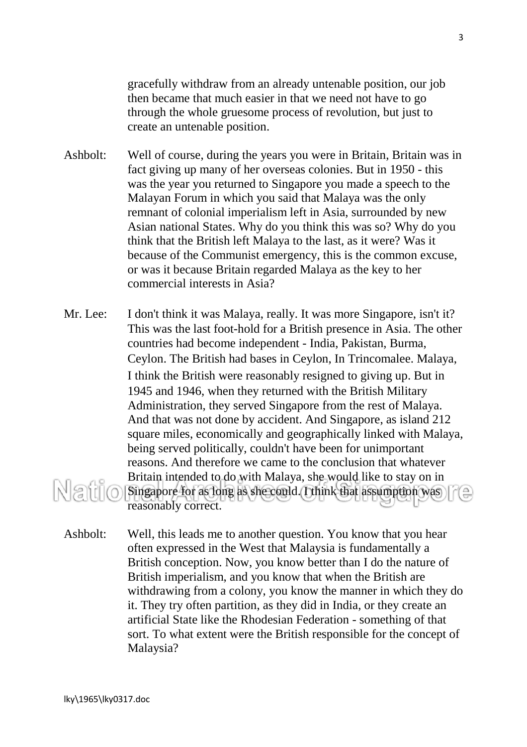gracefully withdraw from an already untenable position, our job then became that much easier in that we need not have to go through the whole gruesome process of revolution, but just to create an untenable position.

Ashbolt: Well of course, during the years you were in Britain, Britain was in fact giving up many of her overseas colonies. But in 1950 - this was the year you returned to Singapore you made a speech to the Malayan Forum in which you said that Malaya was the only remnant of colonial imperialism left in Asia, surrounded by new Asian national States. Why do you think this was so? Why do you think that the British left Malaya to the last, as it were? Was it because of the Communist emergency, this is the common excuse, or was it because Britain regarded Malaya as the key to her commercial interests in Asia?

Mr. Lee: I don't think it was Malaya, really. It was more Singapore, isn't it? This was the last foot-hold for a British presence in Asia. The other countries had become independent - India, Pakistan, Burma, Ceylon. The British had bases in Ceylon, In Trincomalee. Malaya, I think the British were reasonably resigned to giving up. But in 1945 and 1946, when they returned with the British Military Administration, they served Singapore from the rest of Malaya. And that was not done by accident. And Singapore, as island 212 square miles, economically and geographically linked with Malaya, being served politically, couldn't have been for unimportant reasons. And therefore we came to the conclusion that whatever Britain intended to do with Malaya, she would like to stay on in Singapore for as long as she could. I think that assumption was reasonably correct.

Ashbolt: Well, this leads me to another question. You know that you hear often expressed in the West that Malaysia is fundamentally a British conception. Now, you know better than I do the nature of British imperialism, and you know that when the British are withdrawing from a colony, you know the manner in which they do it. They try often partition, as they did in India, or they create an artificial State like the Rhodesian Federation - something of that sort. To what extent were the British responsible for the concept of Malaysia?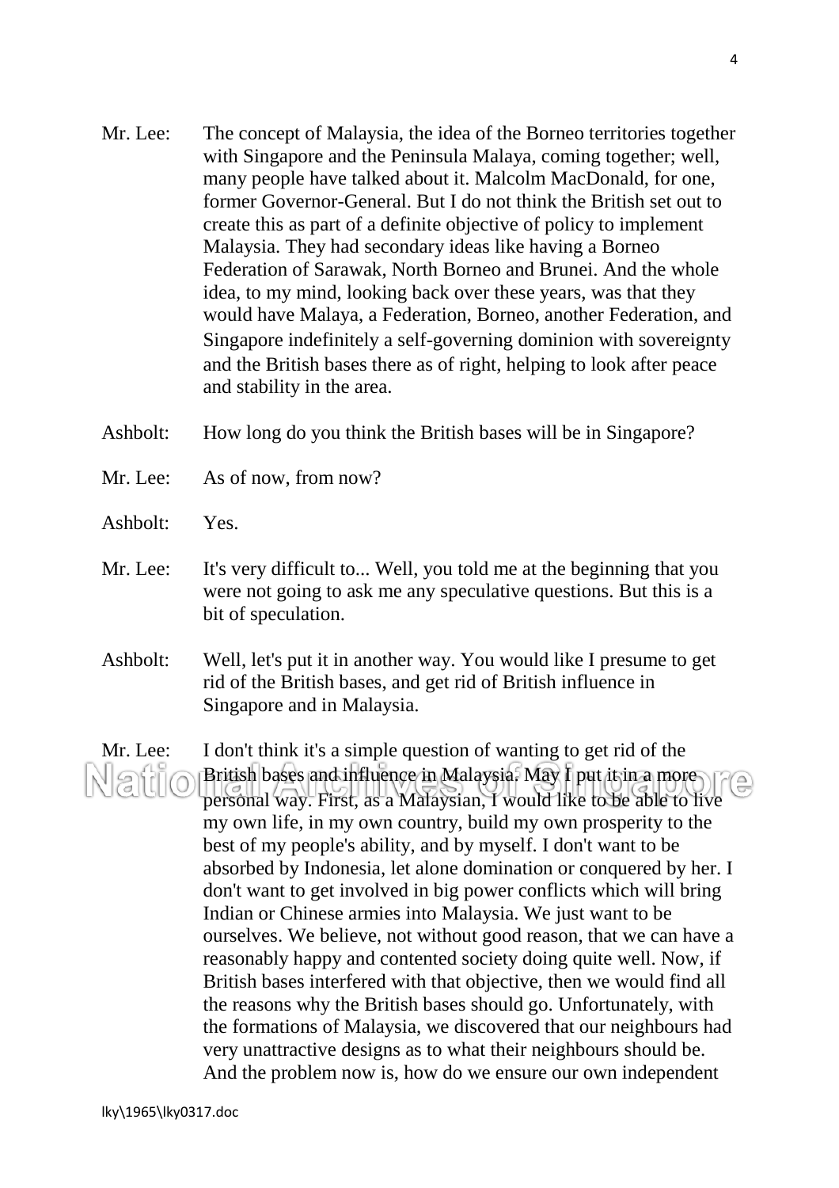Mr. Lee: The concept of Malaysia, the idea of the Borneo territories together with Singapore and the Peninsula Malaya, coming together; well, many people have talked about it. Malcolm MacDonald, for one, former Governor-General. But I do not think the British set out to create this as part of a definite objective of policy to implement Malaysia. They had secondary ideas like having a Borneo Federation of Sarawak, North Borneo and Brunei. And the whole idea, to my mind, looking back over these years, was that they would have Malaya, a Federation, Borneo, another Federation, and Singapore indefinitely a self-governing dominion with sovereignty and the British bases there as of right, helping to look after peace and stability in the area.

Ashbolt: How long do you think the British bases will be in Singapore?

Mr. Lee: As of now, from now?

Ashbolt: Yes.

Mr. Lee: It's very difficult to... Well, you told me at the beginning that you were not going to ask me any speculative questions. But this is a bit of speculation.

Ashbolt: Well, let's put it in another way. You would like I presume to get rid of the British bases, and get rid of British influence in Singapore and in Malaysia.

Mr. Lee: I don't think it's a simple question of wanting to get rid of the British bases and influence in Malaysia. May I put it in a more personal way. First, as a Malaysian, I would like to be able to live my own life, in my own country, build my own prosperity to the best of my people's ability, and by myself. I don't want to be absorbed by Indonesia, let alone domination or conquered by her. I don't want to get involved in big power conflicts which will bring Indian or Chinese armies into Malaysia. We just want to be ourselves. We believe, not without good reason, that we can have a reasonably happy and contented society doing quite well. Now, if British bases interfered with that objective, then we would find all the reasons why the British bases should go. Unfortunately, with the formations of Malaysia, we discovered that our neighbours had very unattractive designs as to what their neighbours should be. And the problem now is, how do we ensure our own independent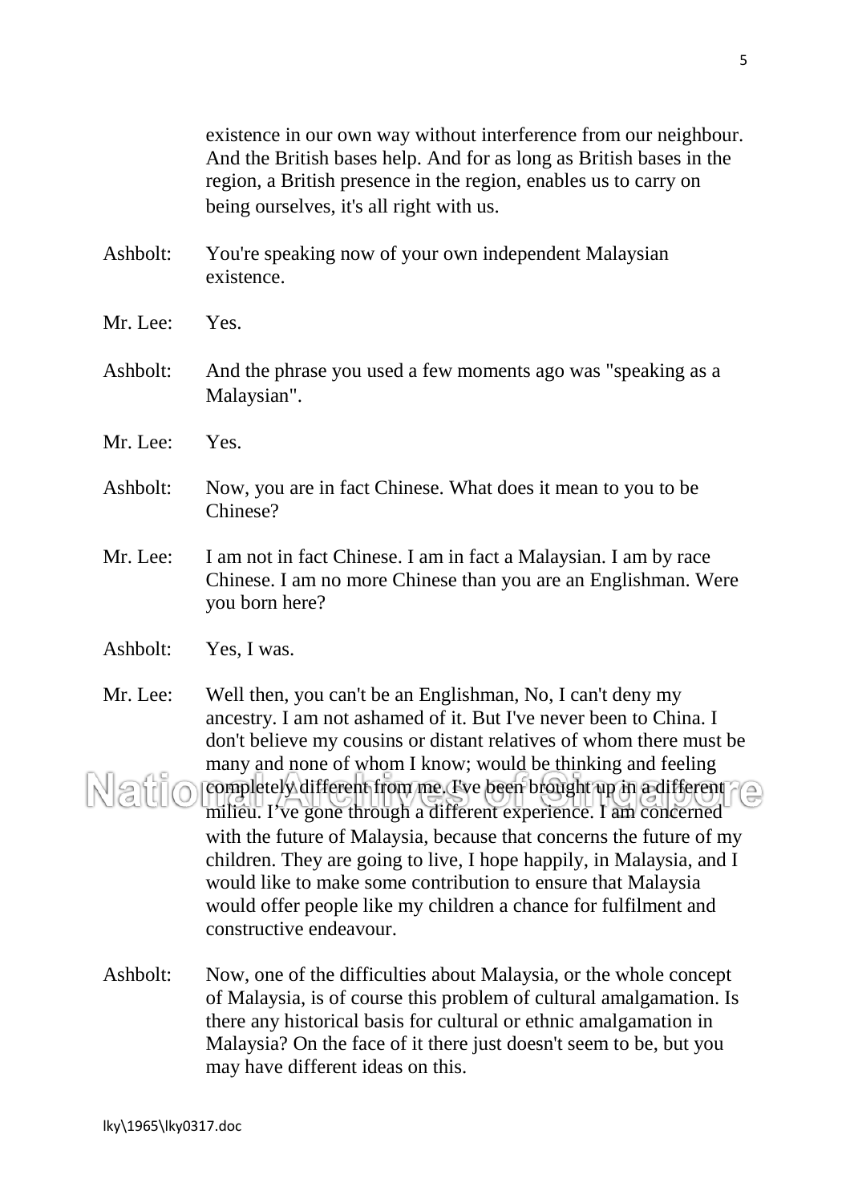existence in our own way without interference from our neighbour. And the British bases help. And for as long as British bases in the region, a British presence in the region, enables us to carry on being ourselves, it's all right with us.

Ashbolt: You're speaking now of your own independent Malaysian existence.

Mr. Lee: Yes.

Ashbolt: And the phrase you used a few moments ago was "speaking as a Malaysian".

Mr. Lee: Yes.

Ashbolt: Now, you are in fact Chinese. What does it mean to you to be Chinese?

Mr. Lee: I am not in fact Chinese. I am in fact a Malaysian. I am by race Chinese. I am no more Chinese than you are an Englishman. Were you born here?

Ashbolt: Yes, I was.

Mr. Lee: Well then, you can't be an Englishman, No, I can't deny my ancestry. I am not ashamed of it. But I've never been to China. I don't believe my cousins or distant relatives of whom there must be many and none of whom I know; would be thinking and feeling completely different from me. I've been brought up in a different milieu. I've gone through a different experience. I am concerned with the future of Malaysia, because that concerns the future of my children. They are going to live, I hope happily, in Malaysia, and I would like to make some contribution to ensure that Malaysia would offer people like my children a chance for fulfilment and constructive endeavour.

Ashbolt: Now, one of the difficulties about Malaysia, or the whole concept of Malaysia, is of course this problem of cultural amalgamation. Is there any historical basis for cultural or ethnic amalgamation in Malaysia? On the face of it there just doesn't seem to be, but you may have different ideas on this.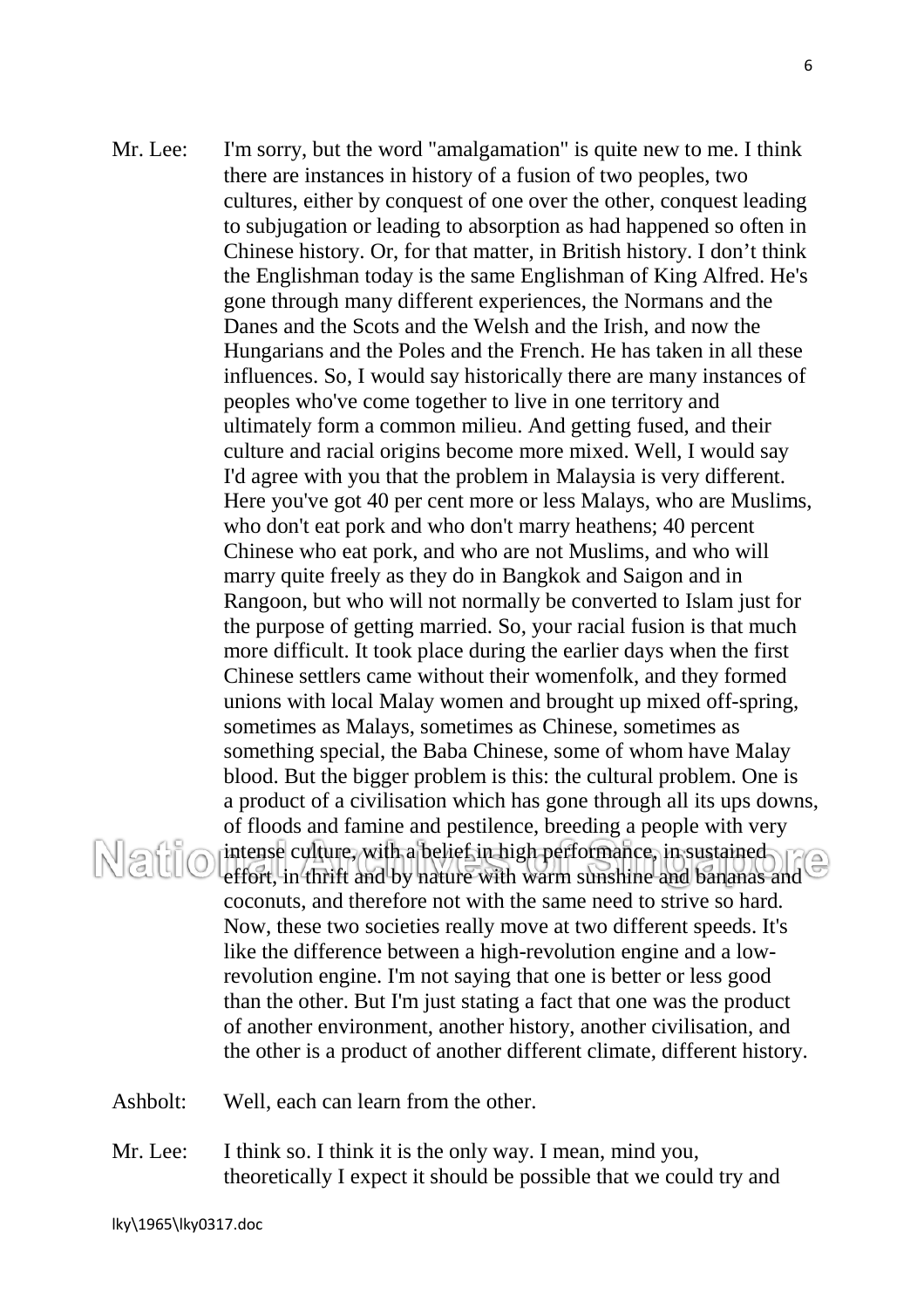Mr. Lee: I'm sorry, but the word "amalgamation" is quite new to me. I think there are instances in history of a fusion of two peoples, two cultures, either by conquest of one over the other, conquest leading to subjugation or leading to absorption as had happened so often in Chinese history. Or, for that matter, in British history. I don't think the Englishman today is the same Englishman of King Alfred. He's gone through many different experiences, the Normans and the Danes and the Scots and the Welsh and the Irish, and now the Hungarians and the Poles and the French. He has taken in all these influences. So, I would say historically there are many instances of peoples who've come together to live in one territory and ultimately form a common milieu. And getting fused, and their culture and racial origins become more mixed. Well, I would say I'd agree with you that the problem in Malaysia is very different. Here you've got 40 per cent more or less Malays, who are Muslims, who don't eat pork and who don't marry heathens; 40 percent Chinese who eat pork, and who are not Muslims, and who will marry quite freely as they do in Bangkok and Saigon and in Rangoon, but who will not normally be converted to Islam just for the purpose of getting married. So, your racial fusion is that much more difficult. It took place during the earlier days when the first Chinese settlers came without their womenfolk, and they formed unions with local Malay women and brought up mixed off-spring, sometimes as Malays, sometimes as Chinese, sometimes as something special, the Baba Chinese, some of whom have Malay blood. But the bigger problem is this: the cultural problem. One is a product of a civilisation which has gone through all its ups downs, of floods and famine and pestilence, breeding a people with very intense culture, with a belief in high performance, in sustained effort, in thrift and by nature with warm sunshine and bananas and coconuts, and therefore not with the same need to strive so hard. Now, these two societies really move at two different speeds. It's like the difference between a high-revolution engine and a low-revolution engine. I'm not saying that one is better or less good than the other. But I'm just stating a fact that one was the product of another environment, another history, another civilisation, and the other is a product of another different climate, different history.

Ashbolt: Well, each can learn from the other.

Mr. Lee: I think so. I think it is the only way. I mean, mind you, theoretically I expect it should be possible that we could try and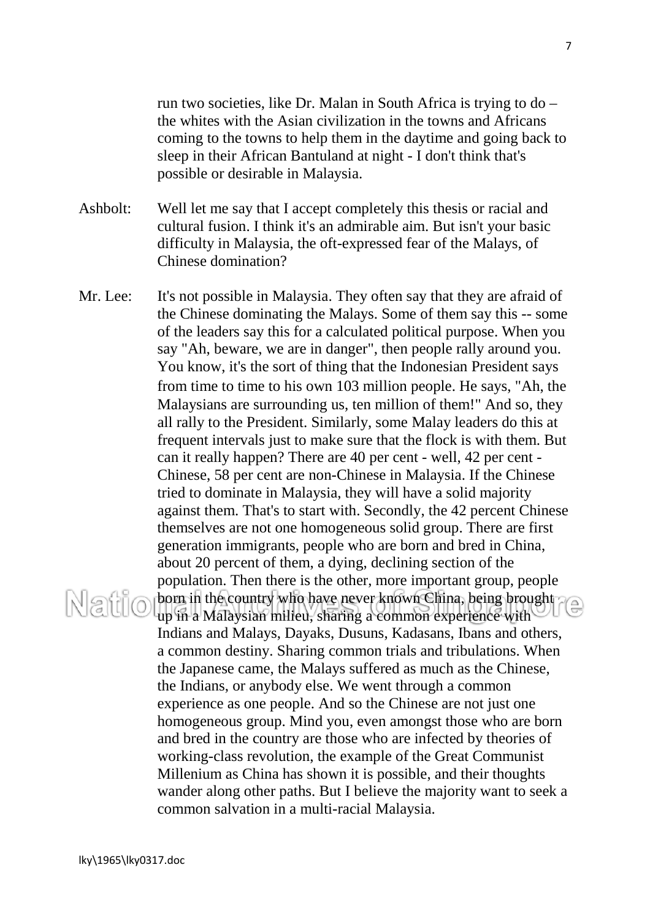run two societies, like Dr. Malan in South Africa is trying to do – the whites with the Asian civilization in the towns and Africans coming to the towns to help them in the daytime and going back to sleep in their African Bantuland at night - I don't think that's possible or desirable in Malaysia.

Ashbolt: Well let me say that I accept completely this thesis or racial and cultural fusion. I think it's an admirable aim. But isn't your basic difficulty in Malaysia, the oft-expressed fear of the Malays, of Chinese domination?

Mr. Lee: It's not possible in Malaysia. They often say that they are afraid of the Chinese dominating the Malays. Some of them say this -- some of the leaders say this for a calculated political purpose. When you say "Ah, beware, we are in danger", then people rally around you. You know, it's the sort of thing that the Indonesian President says from time to time to his own 103 million people. He says, "Ah, the Malaysians are surrounding us, ten million of them!" And so, they all rally to the President. Similarly, some Malay leaders do this at frequent intervals just to make sure that the flock is with them. But can it really happen? There are 40 per cent - well, 42 per cent - Chinese, 58 per cent are non-Chinese in Malaysia. If the Chinese tried to dominate in Malaysia, they will have a solid majority against them. That's to start with. Secondly, the 42 percent Chinese themselves are not one homogeneous solid group. There are first generation immigrants, people who are born and bred in China, about 20 percent of them, a dying, declining section of the population. Then there is the other, more important group, people born in the country who have never known China, being brought up in a Malaysian milieu, sharing a common experience with Indians and Malays, Dayaks, Dusuns, Kadasans, Ibans and others, a common destiny. Sharing common trials and tribulations. When the Japanese came, the Malays suffered as much as the Chinese, the Indians, or anybody else. We went through a common experience as one people. And so the Chinese are not just one homogeneous group. Mind you, even amongst those who are born and bred in the country are those who are infected by theories of working-class revolution, the example of the Great Communist Millenium as China has shown it is possible, and their thoughts wander along other paths. But I believe the majority want to seek a common salvation in a multi-racial Malaysia.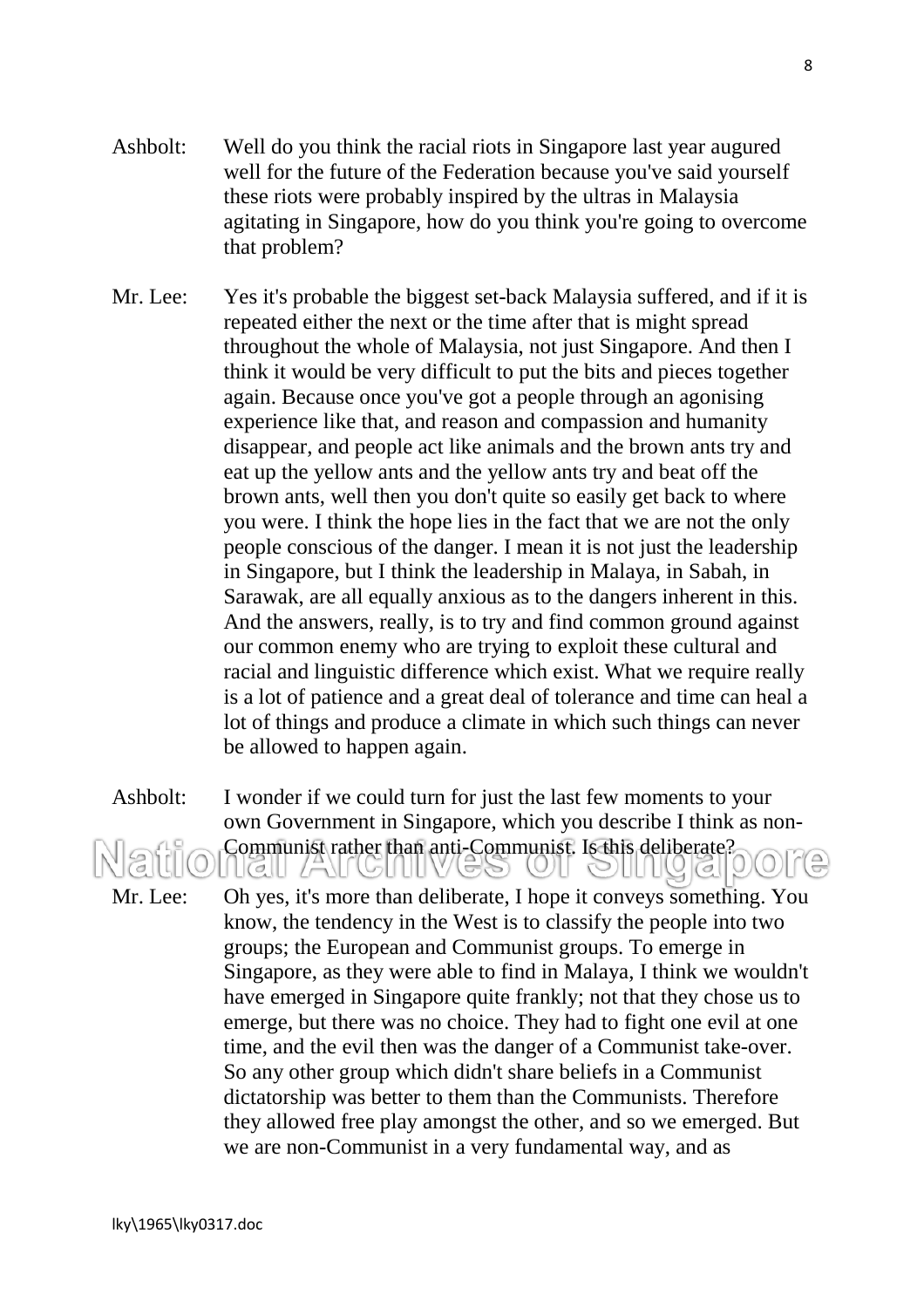Ashbolt: Well do you think the racial riots in Singapore last year augured well for the future of the Federation because you've said yourself these riots were probably inspired by the ultras in Malaysia agitating in Singapore, how do you think you're going to overcome that problem?

Mr. Lee: Yes it's probable the biggest set-back Malaysia suffered, and if it is repeated either the next or the time after that is might spread throughout the whole of Malaysia, not just Singapore. And then I think it would be very difficult to put the bits and pieces together again. Because once you've got a people through an agonising experience like that, and reason and compassion and humanity disappear, and people act like animals and the brown ants try and eat up the yellow ants and the yellow ants try and beat off the brown ants, well then you don't quite so easily get back to where you were. I think the hope lies in the fact that we are not the only people conscious of the danger. I mean it is not just the leadership in Singapore, but I think the leadership in Malaya, in Sabah, in Sarawak, are all equally anxious as to the dangers inherent in this. And the answers, really, is to try and find common ground against our common enemy who are trying to exploit these cultural and racial and linguistic difference which exist. What we require really is a lot of patience and a great deal of tolerance and time can heal a lot of things and produce a climate in which such things can never be allowed to happen again.

Ashbolt: I wonder if we could turn for just the last few moments to your own Government in Singapore, which you describe I think as non-Communist rather than anti-Communist. Is this deliberate?

Mr. Lee: Oh yes, it's more than deliberate, I hope it conveys something. You know, the tendency in the West is to classify the people into two groups; the European and Communist groups. To emerge in Singapore, as they were able to find in Malaya, I think we wouldn't have emerged in Singapore quite frankly; not that they chose us to emerge, but there was no choice. They had to fight one evil at one time, and the evil then was the danger of a Communist take-over. So any other group which didn't share beliefs in a Communist dictatorship was better to them than the Communists. Therefore they allowed free play amongst the other, and so we emerged. But we are non-Communist in a very fundamental way, and as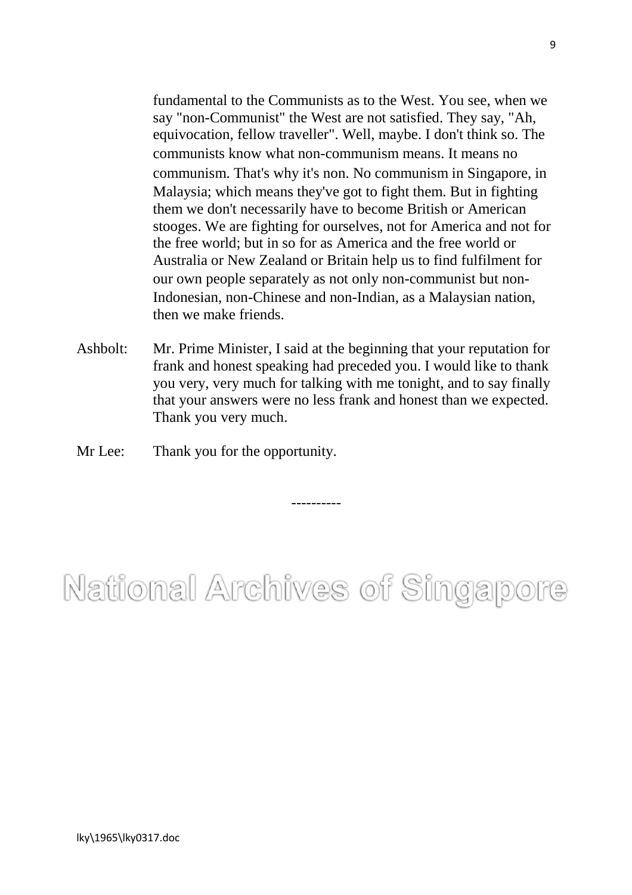fundamental to the Communists as to the West. You see, when we say "non-Communist" the West are not satisfied. They say, "Ah, equivocation, fellow traveller". Well, maybe. I don't think so. The communists know what non-communism means. It means no communism. That's why it's non. No communism in Singapore, in Malaysia; which means they've got to fight them. But in fighting them we don't necessarily have to become British or American stooges. We are fighting for ourselves, not for America and not for the free world; but in so for as America and the free world or Australia or New Zealand or Britain help us to find fulfilment for our own people separately as not only non-communist but non-Indonesian, non-Chinese and non-Indian, as a Malaysian nation, then we make friends.

Ashbolt: Mr. Prime Minister, I said at the beginning that your reputation for frank and honest speaking had preceded you. I would like to thank you very, very much for talking with me tonight, and to say finally that your answers were no less frank and honest than we expected. Thank you very much.

Mr Lee: Thank you for the opportunity.

----------